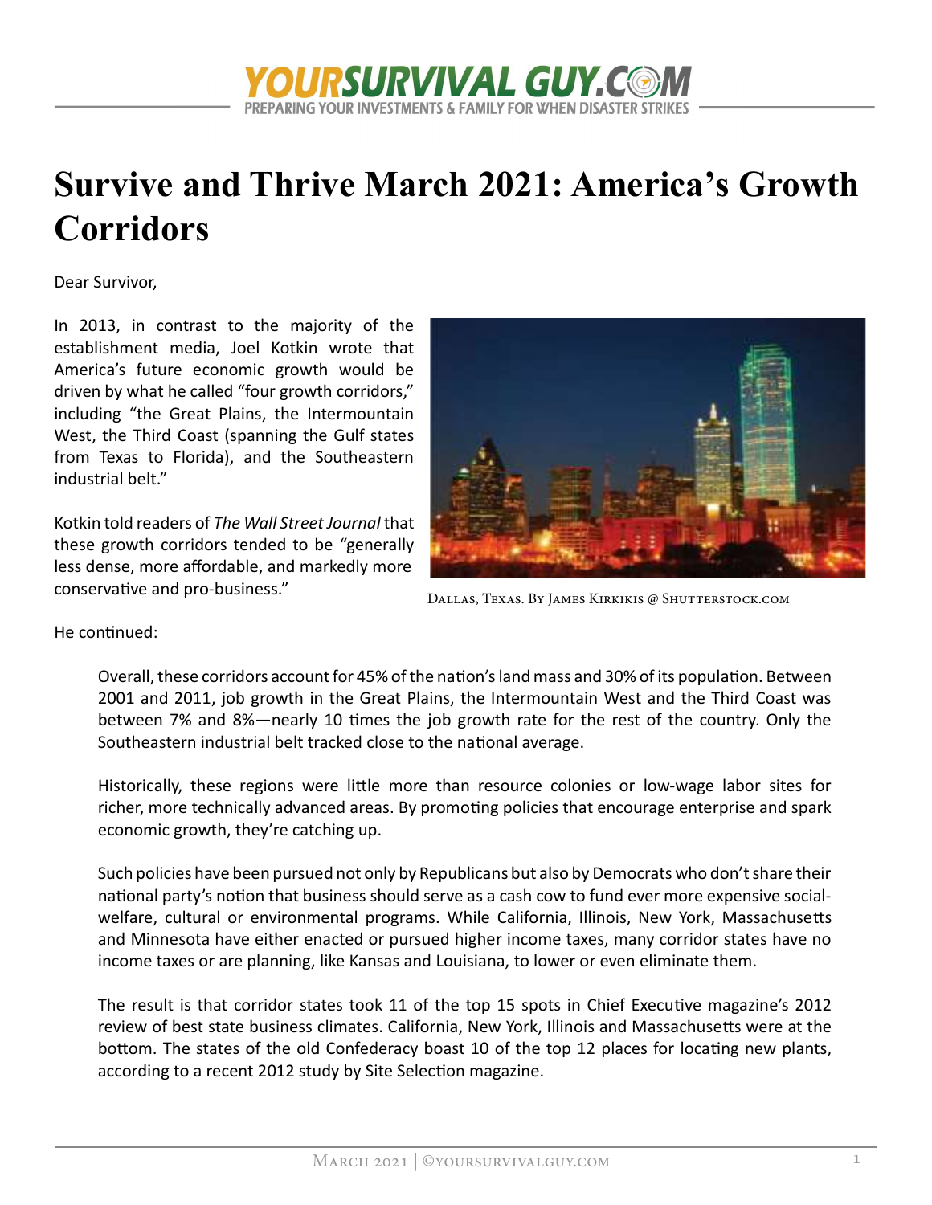# Survive and Thrive March 2021: America's Growth Corridors

Dear Survivor,

In 2013, in contrast to the majority of the establishment media, Joel Kotkin wrote that America's future economic growth would be driven by what he called "four growth corridors," including "the Great Plains, the Intermountain West, the Third Coast (spanning the Gulf states from Texas to Florida), and the Southeastern industrial belt."

Kotkin told readers of *The Wall Street Journal* that these growth corridors tended to be "generally less dense, more affordable, and markedly more conservative and pro-business."

Dallas, Texas. By James Kirkikis @ Shutterstock.com

He continued:

> Overall, these corridors account for 45% of the nation's land mass and 30% of its population. Between 2001 and 2011, job growth in the Great Plains, the Intermountain West and the Third Coast was between 7% and 8%—nearly 10 times the job growth rate for the rest of the country. Only the Southeastern industrial belt tracked close to the national average.
>
> Historically, these regions were little more than resource colonies or low-wage labor sites for richer, more technically advanced areas. By promoting policies that encourage enterprise and spark economic growth, they're catching up.
>
> Such policies have been pursued not only by Republicans but also by Democrats who don't share their national party's notion that business should serve as a cash cow to fund ever more expensive social-welfare, cultural or environmental programs. While California, Illinois, New York, Massachusetts and Minnesota have either enacted or pursued higher income taxes, many corridor states have no income taxes or are planning, like Kansas and Louisiana, to lower or even eliminate them.
>
> The result is that corridor states took 11 of the top 15 spots in Chief Executive magazine's 2012 review of best state business climates. California, New York, Illinois and Massachusetts were at the bottom. The states of the old Confederacy boast 10 of the top 12 places for locating new plants, according to a recent 2012 study by Site Selection magazine.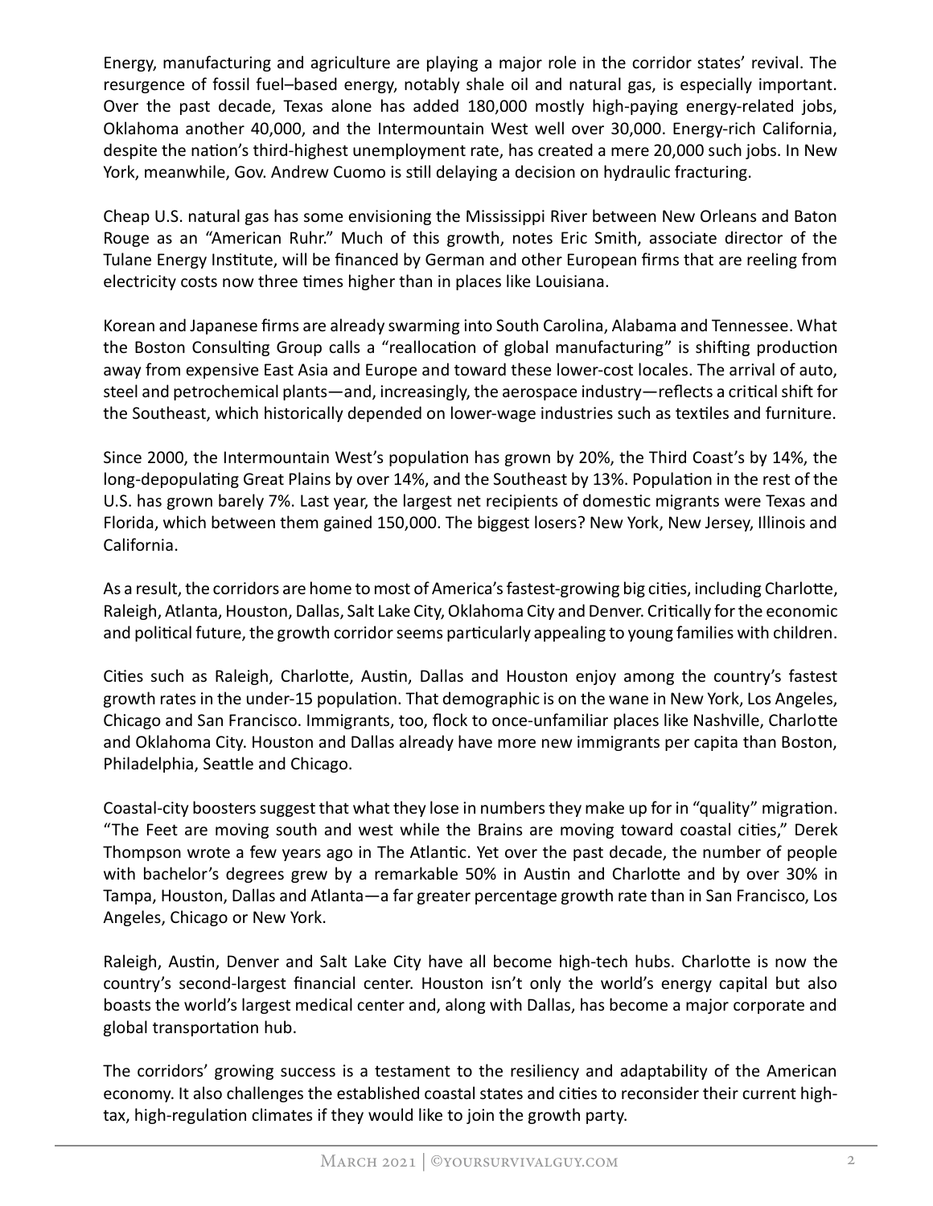Energy, manufacturing and agriculture are playing a major role in the corridor states' revival. The resurgence of fossil fuel–based energy, notably shale oil and natural gas, is especially important. Over the past decade, Texas alone has added 180,000 mostly high-paying energy-related jobs, Oklahoma another 40,000, and the Intermountain West well over 30,000. Energy-rich California, despite the nation's third-highest unemployment rate, has created a mere 20,000 such jobs. In New York, meanwhile, Gov. Andrew Cuomo is still delaying a decision on hydraulic fracturing.

Cheap U.S. natural gas has some envisioning the Mississippi River between New Orleans and Baton Rouge as an "American Ruhr." Much of this growth, notes Eric Smith, associate director of the Tulane Energy Institute, will be financed by German and other European firms that are reeling from electricity costs now three times higher than in places like Louisiana.

Korean and Japanese firms are already swarming into South Carolina, Alabama and Tennessee. What the Boston Consulting Group calls a "reallocation of global manufacturing" is shifting production away from expensive East Asia and Europe and toward these lower-cost locales. The arrival of auto, steel and petrochemical plants—and, increasingly, the aerospace industry—reflects a critical shift for the Southeast, which historically depended on lower-wage industries such as textiles and furniture.

Since 2000, the Intermountain West's population has grown by 20%, the Third Coast's by 14%, the long-depopulating Great Plains by over 14%, and the Southeast by 13%. Population in the rest of the U.S. has grown barely 7%. Last year, the largest net recipients of domestic migrants were Texas and Florida, which between them gained 150,000. The biggest losers? New York, New Jersey, Illinois and California.

As a result, the corridors are home to most of America's fastest-growing big cities, including Charlotte, Raleigh, Atlanta, Houston, Dallas, Salt Lake City, Oklahoma City and Denver. Critically for the economic and political future, the growth corridor seems particularly appealing to young families with children.

Cities such as Raleigh, Charlotte, Austin, Dallas and Houston enjoy among the country's fastest growth rates in the under-15 population. That demographic is on the wane in New York, Los Angeles, Chicago and San Francisco. Immigrants, too, flock to once-unfamiliar places like Nashville, Charlotte and Oklahoma City. Houston and Dallas already have more new immigrants per capita than Boston, Philadelphia, Seattle and Chicago.

Coastal-city boosters suggest that what they lose in numbers they make up for in "quality" migration. "The Feet are moving south and west while the Brains are moving toward coastal cities," Derek Thompson wrote a few years ago in The Atlantic. Yet over the past decade, the number of people with bachelor's degrees grew by a remarkable 50% in Austin and Charlotte and by over 30% in Tampa, Houston, Dallas and Atlanta—a far greater percentage growth rate than in San Francisco, Los Angeles, Chicago or New York.

Raleigh, Austin, Denver and Salt Lake City have all become high-tech hubs. Charlotte is now the country's second-largest financial center. Houston isn't only the world's energy capital but also boasts the world's largest medical center and, along with Dallas, has become a major corporate and global transportation hub.

The corridors' growing success is a testament to the resiliency and adaptability of the American economy. It also challenges the established coastal states and cities to reconsider their current high-tax, high-regulation climates if they would like to join the growth party.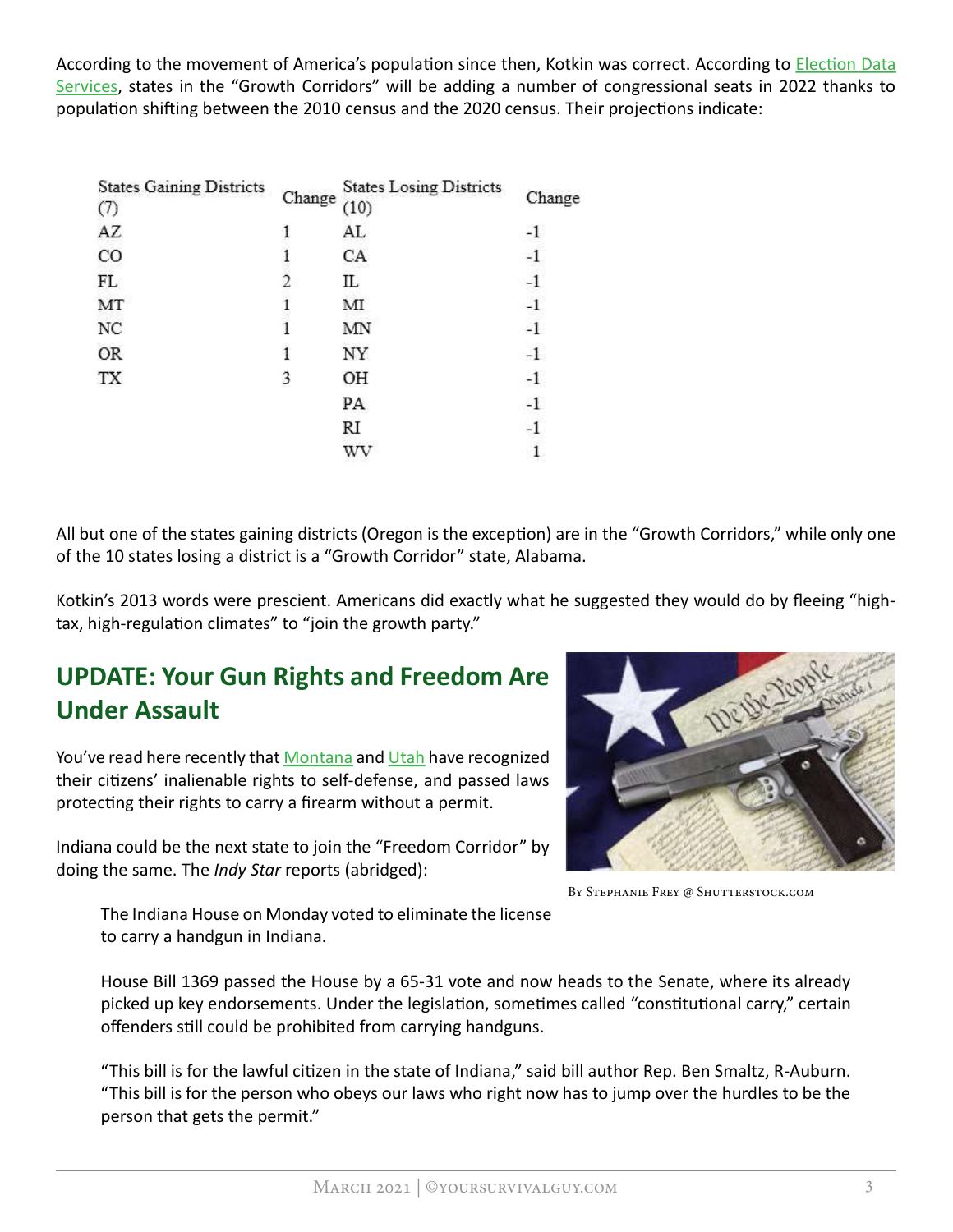According to the movement of America's population since then, Kotkin was correct. According to Election Data Services, states in the "Growth Corridors" will be adding a number of congressional seats in 2022 thanks to population shifting between the 2010 census and the 2020 census. Their projections indicate:

| States Gaining Districts (7) | Change | States Losing Districts (10) | Change |
|---|---|---|---|
| AZ | 1 | AL | -1 |
| CO | 1 | CA | -1 |
| FL | 2 | IL | -1 |
| MT | 1 | MI | -1 |
| NC | 1 | MN | -1 |
| OR | 1 | NY | -1 |
| TX | 3 | OH | -1 |
| | | PA | -1 |
| | | RI | -1 |
| | | WV | 1 |

All but one of the states gaining districts (Oregon is the exception) are in the "Growth Corridors," while only one of the 10 states losing a district is a "Growth Corridor" state, Alabama.

Kotkin's 2013 words were prescient. Americans did exactly what he suggested they would do by fleeing "high-tax, high-regulation climates" to "join the growth party."

## UPDATE: Your Gun Rights and Freedom Are Under Assault

You've read here recently that Montana and Utah have recognized their citizens' inalienable rights to self-defense, and passed laws protecting their rights to carry a firearm without a permit.

Indiana could be the next state to join the "Freedom Corridor" by doing the same. The *Indy Star* reports (abridged):

By Stephanie Frey @ Shutterstock.com

> The Indiana House on Monday voted to eliminate the license to carry a handgun in Indiana.
>
> House Bill 1369 passed the House by a 65-31 vote and now heads to the Senate, where its already picked up key endorsements. Under the legislation, sometimes called "constitutional carry," certain offenders still could be prohibited from carrying handguns.
>
> "This bill is for the lawful citizen in the state of Indiana," said bill author Rep. Ben Smaltz, R-Auburn. "This bill is for the person who obeys our laws who right now has to jump over the hurdles to be the person that gets the permit."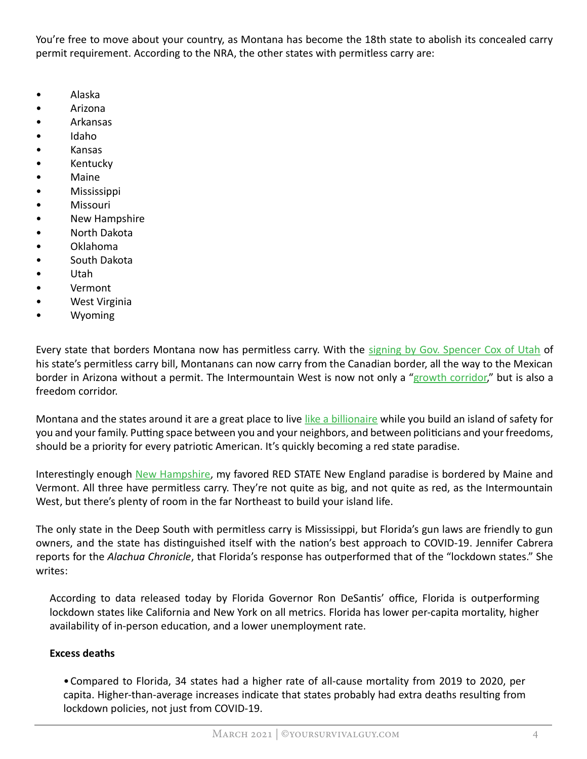You're free to move about your country, as Montana has become the 18th state to abolish its concealed carry permit requirement. According to the NRA, the other states with permitless carry are:

- Alaska
- Arizona
- Arkansas
- Idaho
- Kansas
- Kentucky
- Maine
- Mississippi
- Missouri
- New Hampshire
- North Dakota
- Oklahoma
- South Dakota
- Utah
- Vermont
- West Virginia
- Wyoming

Every state that borders Montana now has permitless carry. With the signing by Gov. Spencer Cox of Utah of his state's permitless carry bill, Montanans can now carry from the Canadian border, all the way to the Mexican border in Arizona without a permit. The Intermountain West is now not only a "growth corridor," but is also a freedom corridor.

Montana and the states around it are a great place to live like a billionaire while you build an island of safety for you and your family. Putting space between you and your neighbors, and between politicians and your freedoms, should be a priority for every patriotic American. It's quickly becoming a red state paradise.

Interestingly enough New Hampshire, my favored RED STATE New England paradise is bordered by Maine and Vermont. All three have permitless carry. They're not quite as big, and not quite as red, as the Intermountain West, but there's plenty of room in the far Northeast to build your island life.

The only state in the Deep South with permitless carry is Mississippi, but Florida's gun laws are friendly to gun owners, and the state has distinguished itself with the nation's best approach to COVID-19. Jennifer Cabrera reports for the *Alachua Chronicle*, that Florida's response has outperformed that of the "lockdown states." She writes:

> According to data released today by Florida Governor Ron DeSantis' office, Florida is outperforming lockdown states like California and New York on all metrics. Florida has lower per-capita mortality, higher availability of in-person education, and a lower unemployment rate.
>
> **Excess deaths**
>
> - Compared to Florida, 34 states had a higher rate of all-cause mortality from 2019 to 2020, per capita. Higher-than-average increases indicate that states probably had extra deaths resulting from lockdown policies, not just from COVID-19.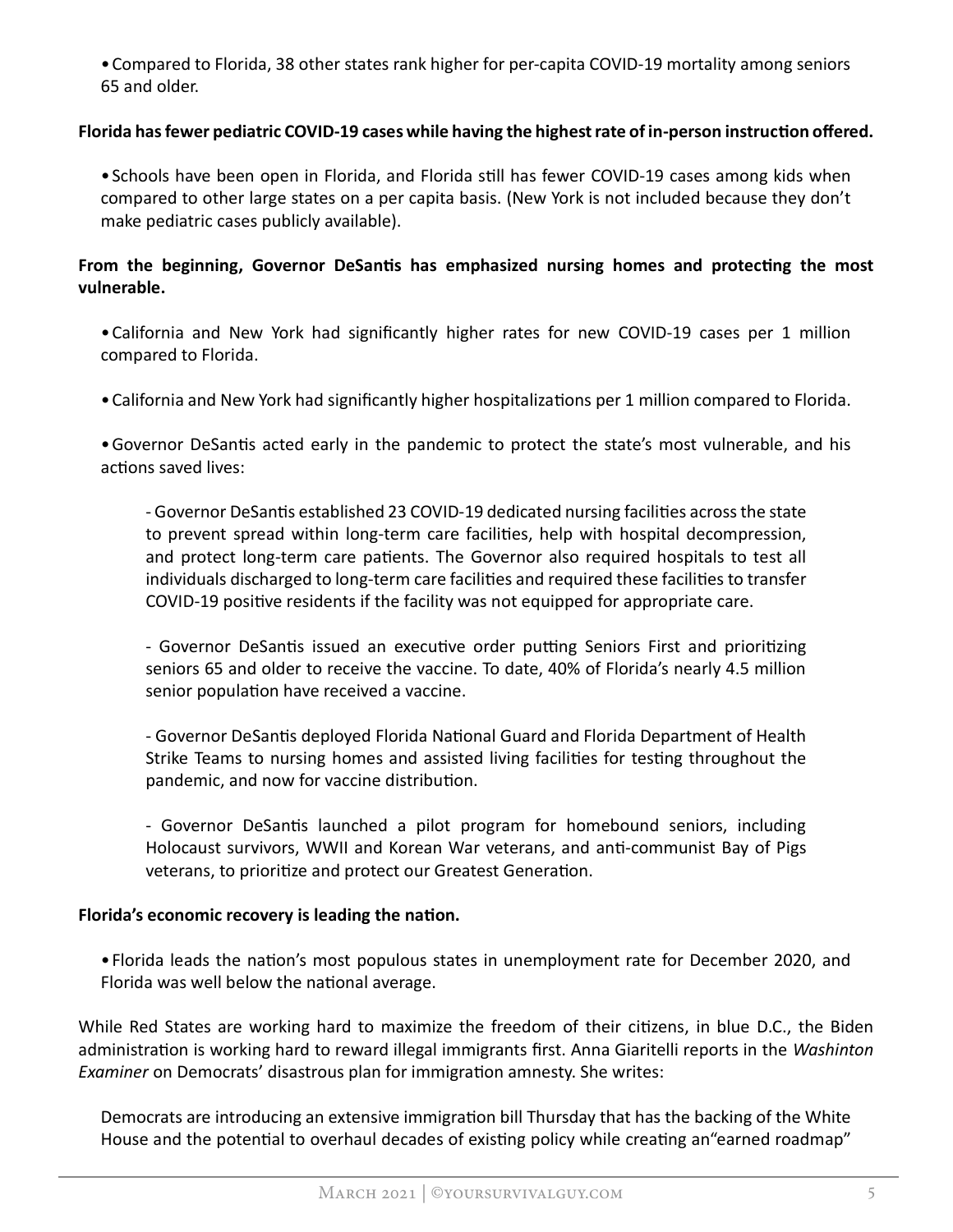- Compared to Florida, 38 other states rank higher for per-capita COVID-19 mortality among seniors 65 and older.

**Florida has fewer pediatric COVID-19 cases while having the highest rate of in-person instruction offered.**

- Schools have been open in Florida, and Florida still has fewer COVID-19 cases among kids when compared to other large states on a per capita basis. (New York is not included because they don't make pediatric cases publicly available).

**From the beginning, Governor DeSantis has emphasized nursing homes and protecting the most vulnerable.**

- California and New York had significantly higher rates for new COVID-19 cases per 1 million compared to Florida.

- California and New York had significantly higher hospitalizations per 1 million compared to Florida.

- Governor DeSantis acted early in the pandemic to protect the state's most vulnerable, and his actions saved lives:

  - Governor DeSantis established 23 COVID-19 dedicated nursing facilities across the state to prevent spread within long-term care facilities, help with hospital decompression, and protect long-term care patients. The Governor also required hospitals to test all individuals discharged to long-term care facilities and required these facilities to transfer COVID-19 positive residents if the facility was not equipped for appropriate care.

  - Governor DeSantis issued an executive order putting Seniors First and prioritizing seniors 65 and older to receive the vaccine. To date, 40% of Florida's nearly 4.5 million senior population have received a vaccine.

  - Governor DeSantis deployed Florida National Guard and Florida Department of Health Strike Teams to nursing homes and assisted living facilities for testing throughout the pandemic, and now for vaccine distribution.

  - Governor DeSantis launched a pilot program for homebound seniors, including Holocaust survivors, WWII and Korean War veterans, and anti-communist Bay of Pigs veterans, to prioritize and protect our Greatest Generation.

**Florida's economic recovery is leading the nation.**

- Florida leads the nation's most populous states in unemployment rate for December 2020, and Florida was well below the national average.

While Red States are working hard to maximize the freedom of their citizens, in blue D.C., the Biden administration is working hard to reward illegal immigrants first. Anna Giaritelli reports in the *Washinton Examiner* on Democrats' disastrous plan for immigration amnesty. She writes:

> Democrats are introducing an extensive immigration bill Thursday that has the backing of the White House and the potential to overhaul decades of existing policy while creating an"earned roadmap"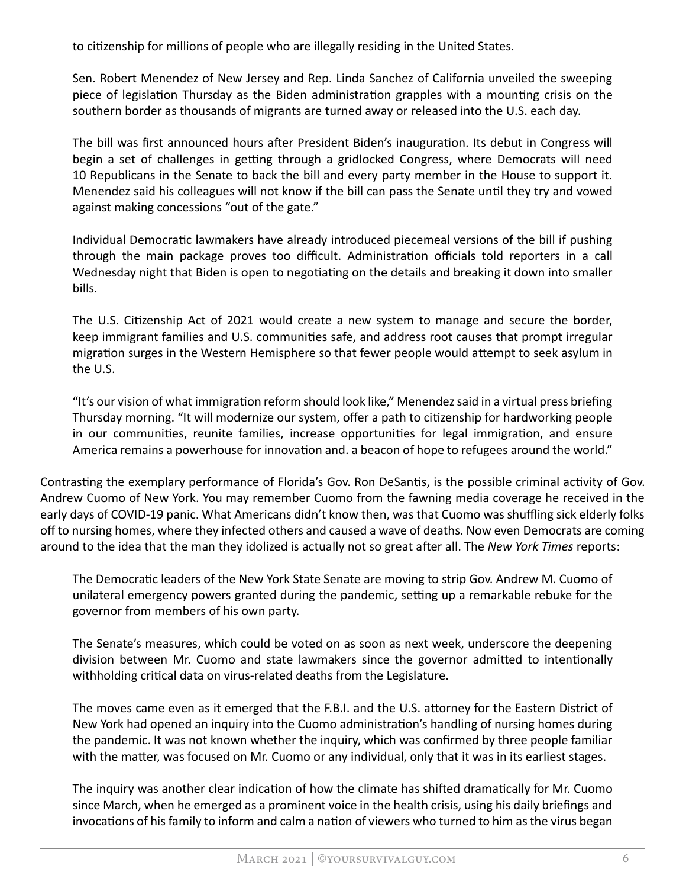> to citizenship for millions of people who are illegally residing in the United States.
>
> Sen. Robert Menendez of New Jersey and Rep. Linda Sanchez of California unveiled the sweeping piece of legislation Thursday as the Biden administration grapples with a mounting crisis on the southern border as thousands of migrants are turned away or released into the U.S. each day.
>
> The bill was first announced hours after President Biden's inauguration. Its debut in Congress will begin a set of challenges in getting through a gridlocked Congress, where Democrats will need 10 Republicans in the Senate to back the bill and every party member in the House to support it. Menendez said his colleagues will not know if the bill can pass the Senate until they try and vowed against making concessions "out of the gate."
>
> Individual Democratic lawmakers have already introduced piecemeal versions of the bill if pushing through the main package proves too difficult. Administration officials told reporters in a call Wednesday night that Biden is open to negotiating on the details and breaking it down into smaller bills.
>
> The U.S. Citizenship Act of 2021 would create a new system to manage and secure the border, keep immigrant families and U.S. communities safe, and address root causes that prompt irregular migration surges in the Western Hemisphere so that fewer people would attempt to seek asylum in the U.S.
>
> "It's our vision of what immigration reform should look like," Menendez said in a virtual press briefing Thursday morning. "It will modernize our system, offer a path to citizenship for hardworking people in our communities, reunite families, increase opportunities for legal immigration, and ensure America remains a powerhouse for innovation and. a beacon of hope to refugees around the world."

Contrasting the exemplary performance of Florida's Gov. Ron DeSantis, is the possible criminal activity of Gov. Andrew Cuomo of New York. You may remember Cuomo from the fawning media coverage he received in the early days of COVID-19 panic. What Americans didn't know then, was that Cuomo was shuffling sick elderly folks off to nursing homes, where they infected others and caused a wave of deaths. Now even Democrats are coming around to the idea that the man they idolized is actually not so great after all. The *New York Times* reports:

> The Democratic leaders of the New York State Senate are moving to strip Gov. Andrew M. Cuomo of unilateral emergency powers granted during the pandemic, setting up a remarkable rebuke for the governor from members of his own party.
>
> The Senate's measures, which could be voted on as soon as next week, underscore the deepening division between Mr. Cuomo and state lawmakers since the governor admitted to intentionally withholding critical data on virus-related deaths from the Legislature.
>
> The moves came even as it emerged that the F.B.I. and the U.S. attorney for the Eastern District of New York had opened an inquiry into the Cuomo administration's handling of nursing homes during the pandemic. It was not known whether the inquiry, which was confirmed by three people familiar with the matter, was focused on Mr. Cuomo or any individual, only that it was in its earliest stages.
>
> The inquiry was another clear indication of how the climate has shifted dramatically for Mr. Cuomo since March, when he emerged as a prominent voice in the health crisis, using his daily briefings and invocations of his family to inform and calm a nation of viewers who turned to him as the virus began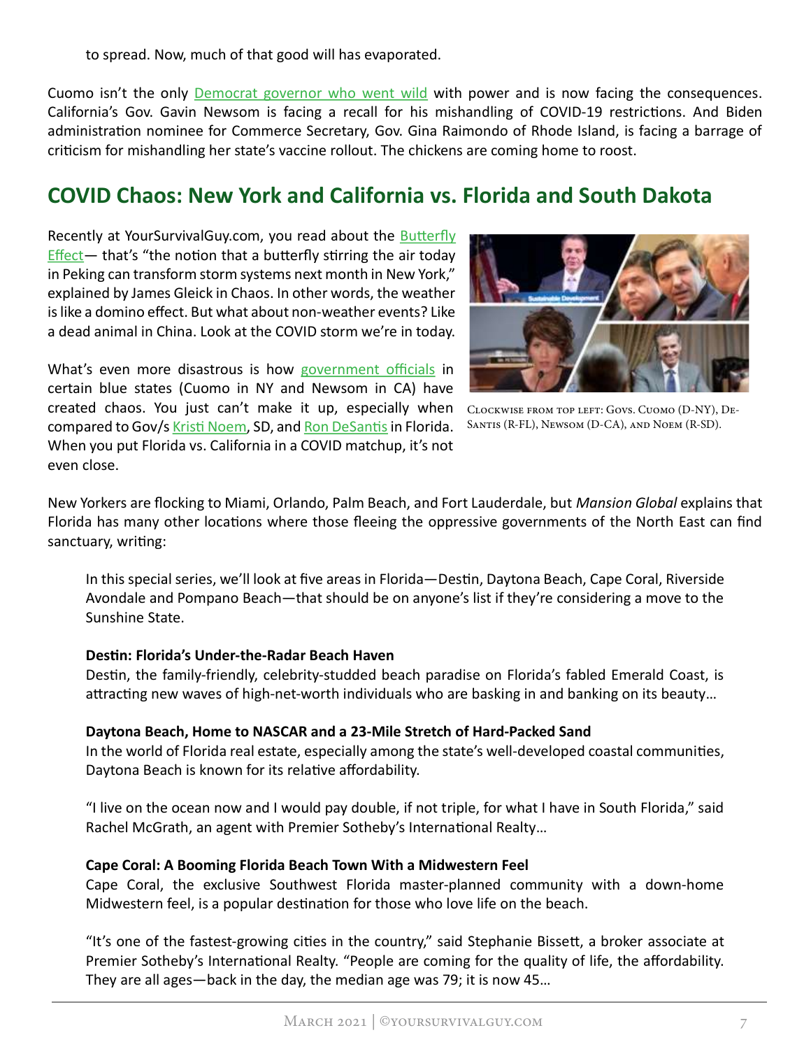to spread. Now, much of that good will has evaporated.

Cuomo isn't the only Democrat governor who went wild with power and is now facing the consequences. California's Gov. Gavin Newsom is facing a recall for his mishandling of COVID-19 restrictions. And Biden administration nominee for Commerce Secretary, Gov. Gina Raimondo of Rhode Island, is facing a barrage of criticism for mishandling her state's vaccine rollout. The chickens are coming home to roost.

## COVID Chaos: New York and California vs. Florida and South Dakota

Recently at YourSurvivalGuy.com, you read about the Butterfly Effect— that's "the notion that a butterfly stirring the air today in Peking can transform storm systems next month in New York," explained by James Gleick in Chaos. In other words, the weather is like a domino effect. But what about non-weather events? Like a dead animal in China. Look at the COVID storm we're in today.

What's even more disastrous is how government officials in certain blue states (Cuomo in NY and Newsom in CA) have created chaos. You just can't make it up, especially when compared to Gov/s Kristi Noem, SD, and Ron DeSantis in Florida. When you put Florida vs. California in a COVID matchup, it's not even close.

Clockwise from top left: Govs. Cuomo (D-NY), DeSantis (R-FL), Newsom (D-CA), and Noem (R-SD).

New Yorkers are flocking to Miami, Orlando, Palm Beach, and Fort Lauderdale, but *Mansion Global* explains that Florida has many other locations where those fleeing the oppressive governments of the North East can find sanctuary, writing:

> In this special series, we'll look at five areas in Florida—Destin, Daytona Beach, Cape Coral, Riverside Avondale and Pompano Beach—that should be on anyone's list if they're considering a move to the Sunshine State.
>
> **Destin: Florida's Under-the-Radar Beach Haven**
> Destin, the family-friendly, celebrity-studded beach paradise on Florida's fabled Emerald Coast, is attracting new waves of high-net-worth individuals who are basking in and banking on its beauty…
>
> **Daytona Beach, Home to NASCAR and a 23-Mile Stretch of Hard-Packed Sand**
> In the world of Florida real estate, especially among the state's well-developed coastal communities, Daytona Beach is known for its relative affordability.
>
> "I live on the ocean now and I would pay double, if not triple, for what I have in South Florida," said Rachel McGrath, an agent with Premier Sotheby's International Realty…
>
> **Cape Coral: A Booming Florida Beach Town With a Midwestern Feel**
> Cape Coral, the exclusive Southwest Florida master-planned community with a down-home Midwestern feel, is a popular destination for those who love life on the beach.
>
> "It's one of the fastest-growing cities in the country," said Stephanie Bissett, a broker associate at Premier Sotheby's International Realty. "People are coming for the quality of life, the affordability. They are all ages—back in the day, the median age was 79; it is now 45…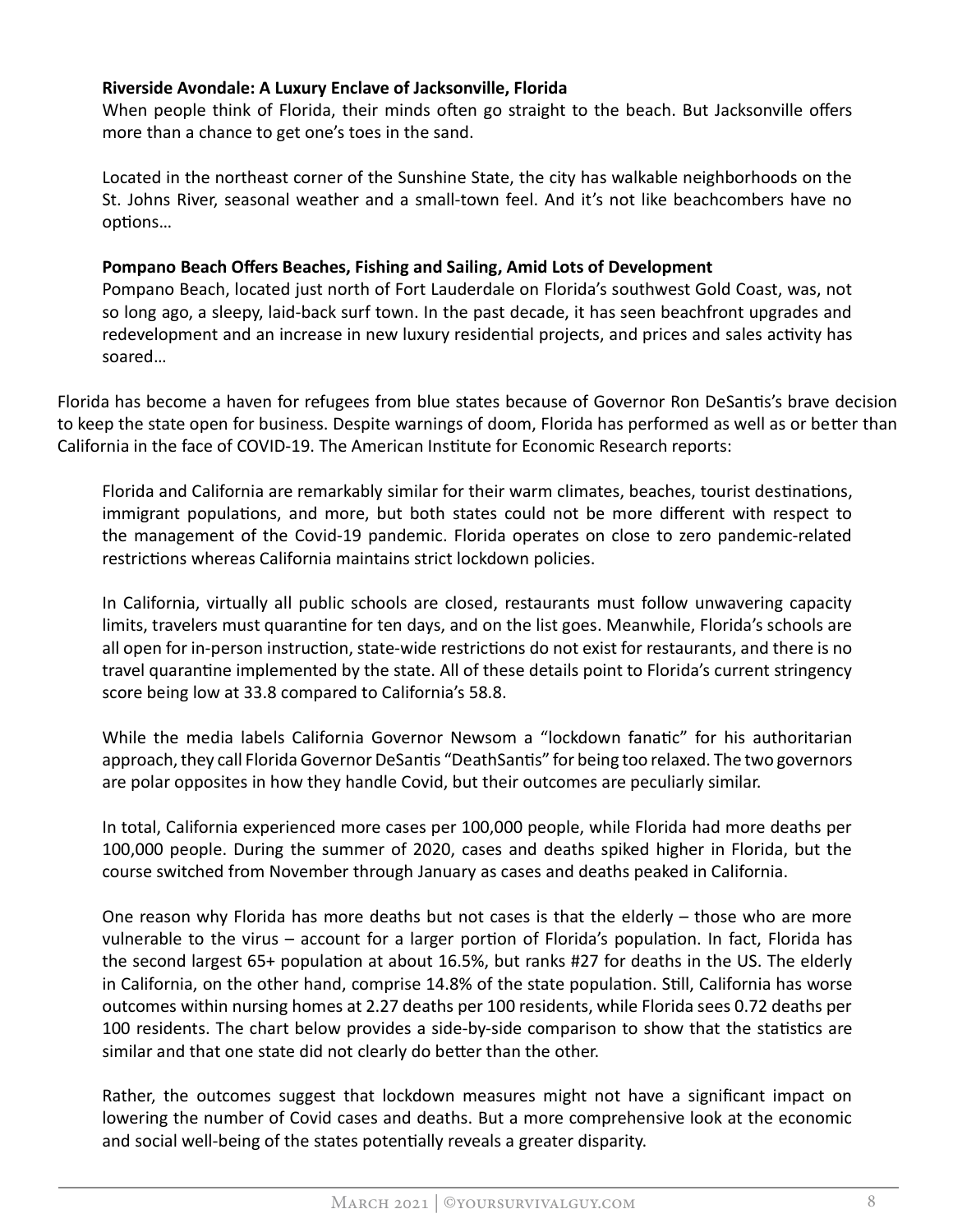**Riverside Avondale: A Luxury Enclave of Jacksonville, Florida**

When people think of Florida, their minds often go straight to the beach. But Jacksonville offers more than a chance to get one's toes in the sand.

Located in the northeast corner of the Sunshine State, the city has walkable neighborhoods on the St. Johns River, seasonal weather and a small-town feel. And it's not like beachcombers have no options…

**Pompano Beach Offers Beaches, Fishing and Sailing, Amid Lots of Development**

Pompano Beach, located just north of Fort Lauderdale on Florida's southwest Gold Coast, was, not so long ago, a sleepy, laid-back surf town. In the past decade, it has seen beachfront upgrades and redevelopment and an increase in new luxury residential projects, and prices and sales activity has soared…

Florida has become a haven for refugees from blue states because of Governor Ron DeSantis's brave decision to keep the state open for business. Despite warnings of doom, Florida has performed as well as or better than California in the face of COVID-19. The American Institute for Economic Research reports:

> Florida and California are remarkably similar for their warm climates, beaches, tourist destinations, immigrant populations, and more, but both states could not be more different with respect to the management of the Covid-19 pandemic. Florida operates on close to zero pandemic-related restrictions whereas California maintains strict lockdown policies.
>
> In California, virtually all public schools are closed, restaurants must follow unwavering capacity limits, travelers must quarantine for ten days, and on the list goes. Meanwhile, Florida's schools are all open for in-person instruction, state-wide restrictions do not exist for restaurants, and there is no travel quarantine implemented by the state. All of these details point to Florida's current stringency score being low at 33.8 compared to California's 58.8.
>
> While the media labels California Governor Newsom a "lockdown fanatic" for his authoritarian approach, they call Florida Governor DeSantis "DeathSantis" for being too relaxed. The two governors are polar opposites in how they handle Covid, but their outcomes are peculiarly similar.
>
> In total, California experienced more cases per 100,000 people, while Florida had more deaths per 100,000 people. During the summer of 2020, cases and deaths spiked higher in Florida, but the course switched from November through January as cases and deaths peaked in California.
>
> One reason why Florida has more deaths but not cases is that the elderly – those who are more vulnerable to the virus – account for a larger portion of Florida's population. In fact, Florida has the second largest 65+ population at about 16.5%, but ranks #27 for deaths in the US. The elderly in California, on the other hand, comprise 14.8% of the state population. Still, California has worse outcomes within nursing homes at 2.27 deaths per 100 residents, while Florida sees 0.72 deaths per 100 residents. The chart below provides a side-by-side comparison to show that the statistics are similar and that one state did not clearly do better than the other.
>
> Rather, the outcomes suggest that lockdown measures might not have a significant impact on lowering the number of Covid cases and deaths. But a more comprehensive look at the economic and social well-being of the states potentially reveals a greater disparity.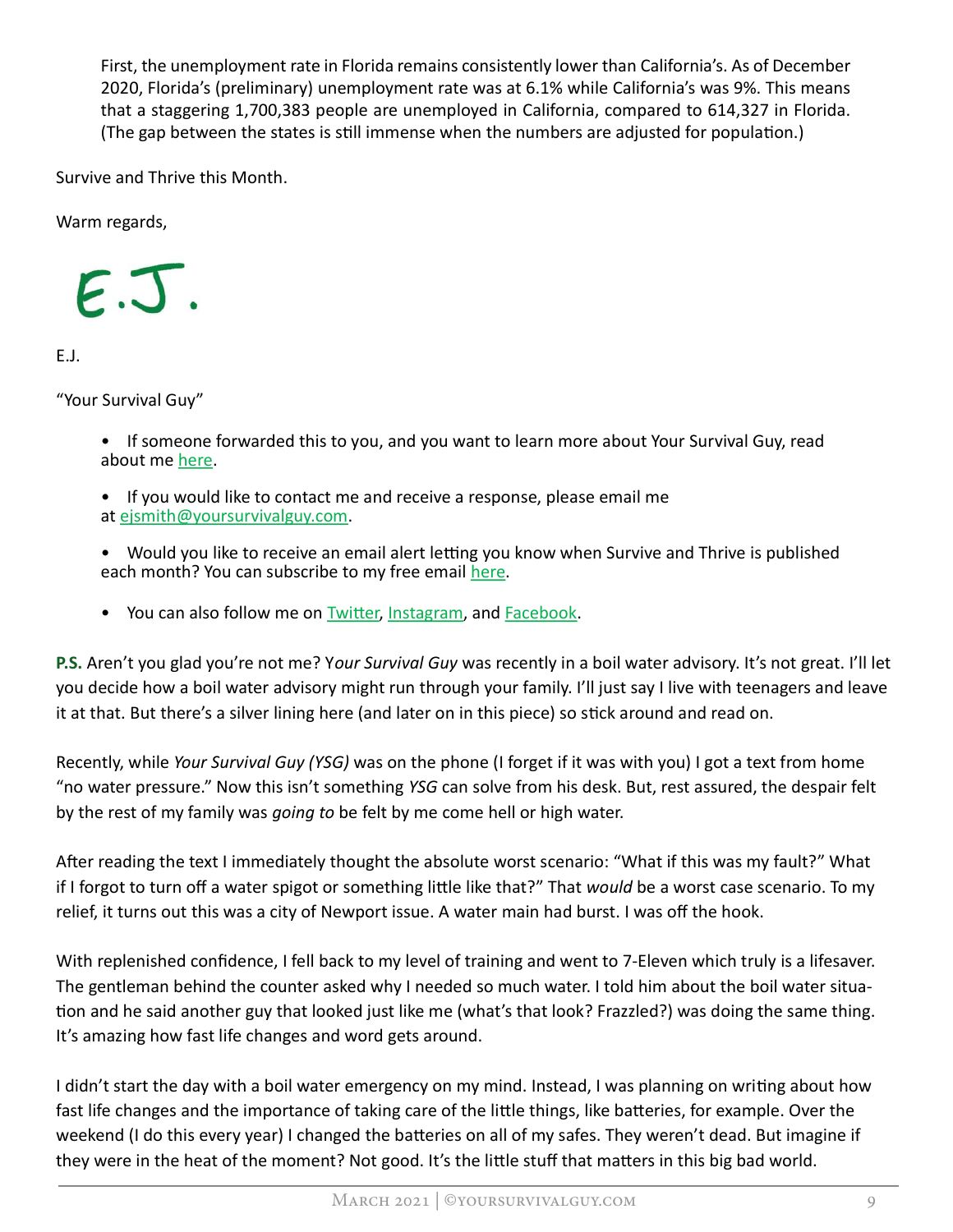First, the unemployment rate in Florida remains consistently lower than California's. As of December 2020, Florida's (preliminary) unemployment rate was at 6.1% while California's was 9%. This means that a staggering 1,700,383 people are unemployed in California, compared to 614,327 in Florida. (The gap between the states is still immense when the numbers are adjusted for population.)

Survive and Thrive this Month.

Warm regards,

E.J.

E.J.

"Your Survival Guy"

- If someone forwarded this to you, and you want to learn more about Your Survival Guy, read about me here.
- If you would like to contact me and receive a response, please email me at ejsmith@yoursurvivalguy.com.
- Would you like to receive an email alert letting you know when Survive and Thrive is published each month? You can subscribe to my free email here.
- You can also follow me on Twitter, Instagram, and Facebook.

**P.S.** Aren't you glad you're not me? Y*our Survival Guy* was recently in a boil water advisory. It's not great. I'll let you decide how a boil water advisory might run through your family. I'll just say I live with teenagers and leave it at that. But there's a silver lining here (and later on in this piece) so stick around and read on.

Recently, while *Your Survival Guy (YSG)* was on the phone (I forget if it was with you) I got a text from home "no water pressure." Now this isn't something *YSG* can solve from his desk. But, rest assured, the despair felt by the rest of my family was *going to* be felt by me come hell or high water.

After reading the text I immediately thought the absolute worst scenario: "What if this was my fault?" What if I forgot to turn off a water spigot or something little like that?" That *would* be a worst case scenario. To my relief, it turns out this was a city of Newport issue. A water main had burst. I was off the hook.

With replenished confidence, I fell back to my level of training and went to 7-Eleven which truly is a lifesaver. The gentleman behind the counter asked why I needed so much water. I told him about the boil water situation and he said another guy that looked just like me (what's that look? Frazzled?) was doing the same thing. It's amazing how fast life changes and word gets around.

I didn't start the day with a boil water emergency on my mind. Instead, I was planning on writing about how fast life changes and the importance of taking care of the little things, like batteries, for example. Over the weekend (I do this every year) I changed the batteries on all of my safes. They weren't dead. But imagine if they were in the heat of the moment? Not good. It's the little stuff that matters in this big bad world.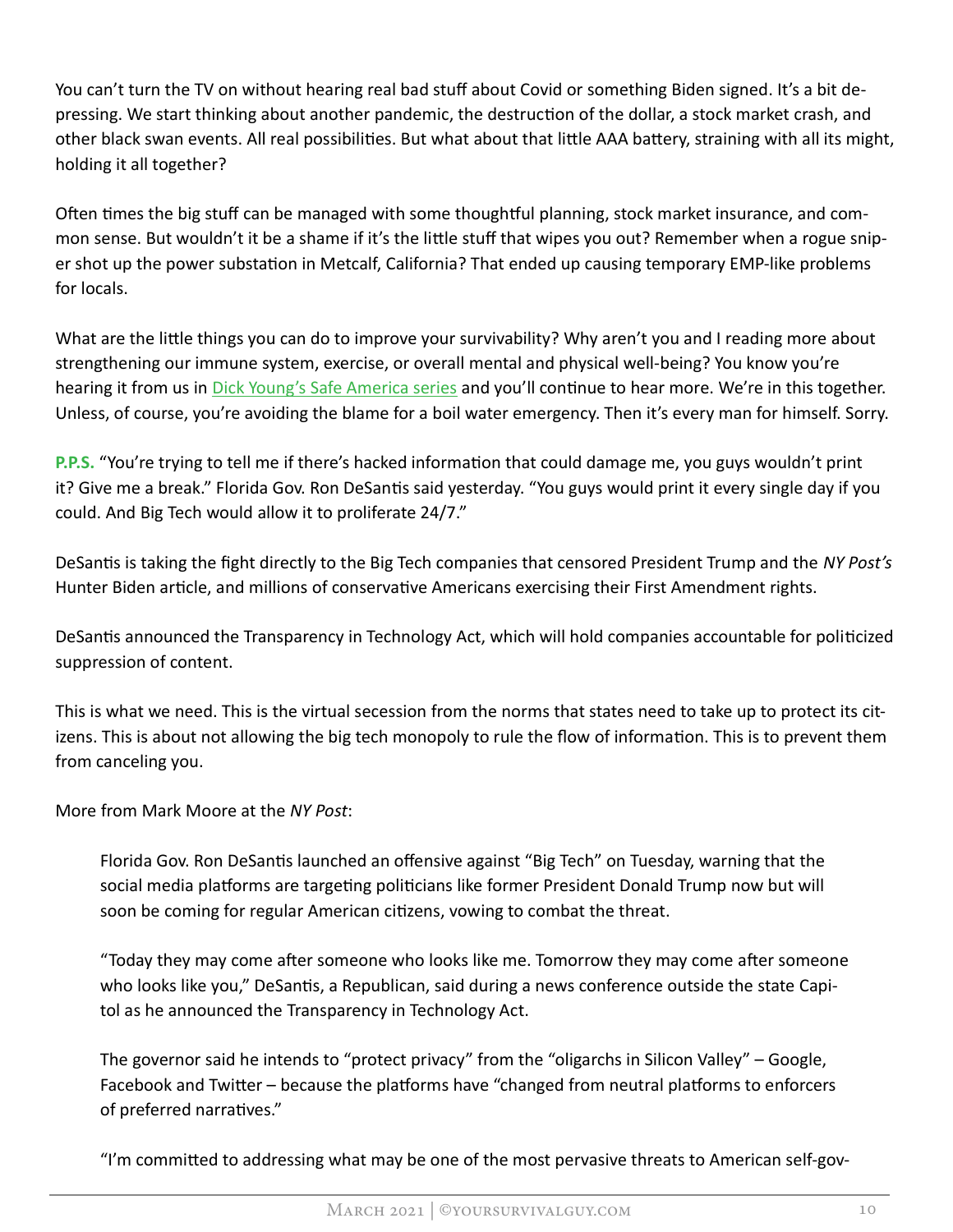You can't turn the TV on without hearing real bad stuff about Covid or something Biden signed. It's a bit depressing. We start thinking about another pandemic, the destruction of the dollar, a stock market crash, and other black swan events. All real possibilities. But what about that little AAA battery, straining with all its might, holding it all together?

Often times the big stuff can be managed with some thoughtful planning, stock market insurance, and common sense. But wouldn't it be a shame if it's the little stuff that wipes you out? Remember when a rogue sniper shot up the power substation in Metcalf, California? That ended up causing temporary EMP-like problems for locals.

What are the little things you can do to improve your survivability? Why aren't you and I reading more about strengthening our immune system, exercise, or overall mental and physical well-being? You know you're hearing it from us in [Dick Young's Safe America series]() and you'll continue to hear more. We're in this together. Unless, of course, you're avoiding the blame for a boil water emergency. Then it's every man for himself. Sorry.

**P.P.S.** "You're trying to tell me if there's hacked information that could damage me, you guys wouldn't print it? Give me a break." Florida Gov. Ron DeSantis said yesterday. "You guys would print it every single day if you could. And Big Tech would allow it to proliferate 24/7."

DeSantis is taking the fight directly to the Big Tech companies that censored President Trump and the *NY Post's* Hunter Biden article, and millions of conservative Americans exercising their First Amendment rights.

DeSantis announced the Transparency in Technology Act, which will hold companies accountable for politicized suppression of content.

This is what we need. This is the virtual secession from the norms that states need to take up to protect its citizens. This is about not allowing the big tech monopoly to rule the flow of information. This is to prevent them from canceling you.

More from Mark Moore at the *NY Post*:

> Florida Gov. Ron DeSantis launched an offensive against "Big Tech" on Tuesday, warning that the social media platforms are targeting politicians like former President Donald Trump now but will soon be coming for regular American citizens, vowing to combat the threat.
>
> "Today they may come after someone who looks like me. Tomorrow they may come after someone who looks like you," DeSantis, a Republican, said during a news conference outside the state Capitol as he announced the Transparency in Technology Act.
>
> The governor said he intends to "protect privacy" from the "oligarchs in Silicon Valley" – Google, Facebook and Twitter – because the platforms have "changed from neutral platforms to enforcers of preferred narratives."
>
> "I'm committed to addressing what may be one of the most pervasive threats to American self-gov-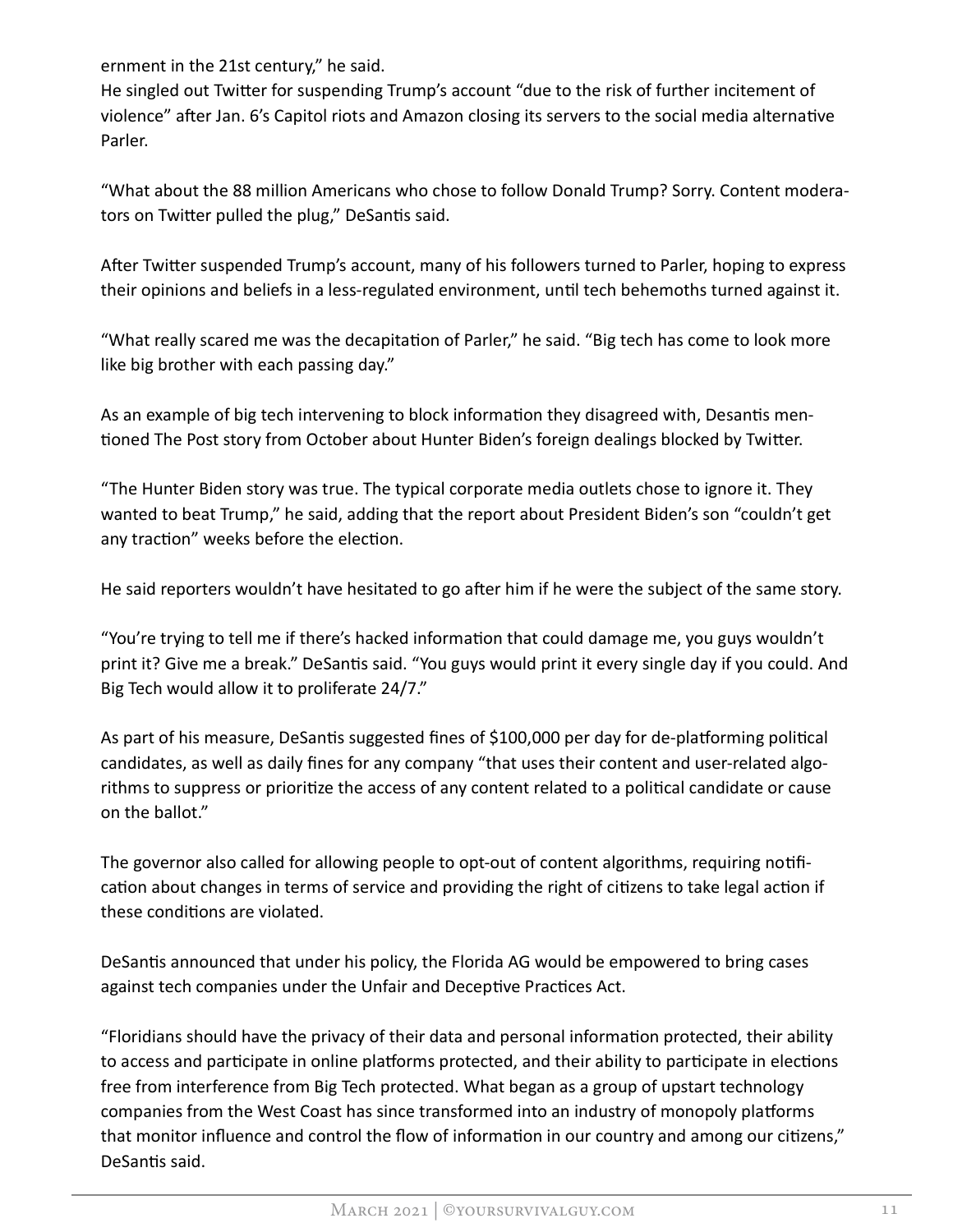ernment in the 21st century," he said.
He singled out Twitter for suspending Trump's account "due to the risk of further incitement of violence" after Jan. 6's Capitol riots and Amazon closing its servers to the social media alternative Parler.

"What about the 88 million Americans who chose to follow Donald Trump? Sorry. Content moderators on Twitter pulled the plug," DeSantis said.

After Twitter suspended Trump's account, many of his followers turned to Parler, hoping to express their opinions and beliefs in a less-regulated environment, until tech behemoths turned against it.

"What really scared me was the decapitation of Parler," he said. "Big tech has come to look more like big brother with each passing day."

As an example of big tech intervening to block information they disagreed with, Desantis mentioned The Post story from October about Hunter Biden's foreign dealings blocked by Twitter.

"The Hunter Biden story was true. The typical corporate media outlets chose to ignore it. They wanted to beat Trump," he said, adding that the report about President Biden's son "couldn't get any traction" weeks before the election.

He said reporters wouldn't have hesitated to go after him if he were the subject of the same story.

"You're trying to tell me if there's hacked information that could damage me, you guys wouldn't print it? Give me a break." DeSantis said. "You guys would print it every single day if you could. And Big Tech would allow it to proliferate 24/7."

As part of his measure, DeSantis suggested fines of $100,000 per day for de-platforming political candidates, as well as daily fines for any company "that uses their content and user-related algorithms to suppress or prioritize the access of any content related to a political candidate or cause on the ballot."

The governor also called for allowing people to opt-out of content algorithms, requiring notification about changes in terms of service and providing the right of citizens to take legal action if these conditions are violated.

DeSantis announced that under his policy, the Florida AG would be empowered to bring cases against tech companies under the Unfair and Deceptive Practices Act.

"Floridians should have the privacy of their data and personal information protected, their ability to access and participate in online platforms protected, and their ability to participate in elections free from interference from Big Tech protected. What began as a group of upstart technology companies from the West Coast has since transformed into an industry of monopoly platforms that monitor influence and control the flow of information in our country and among our citizens," DeSantis said.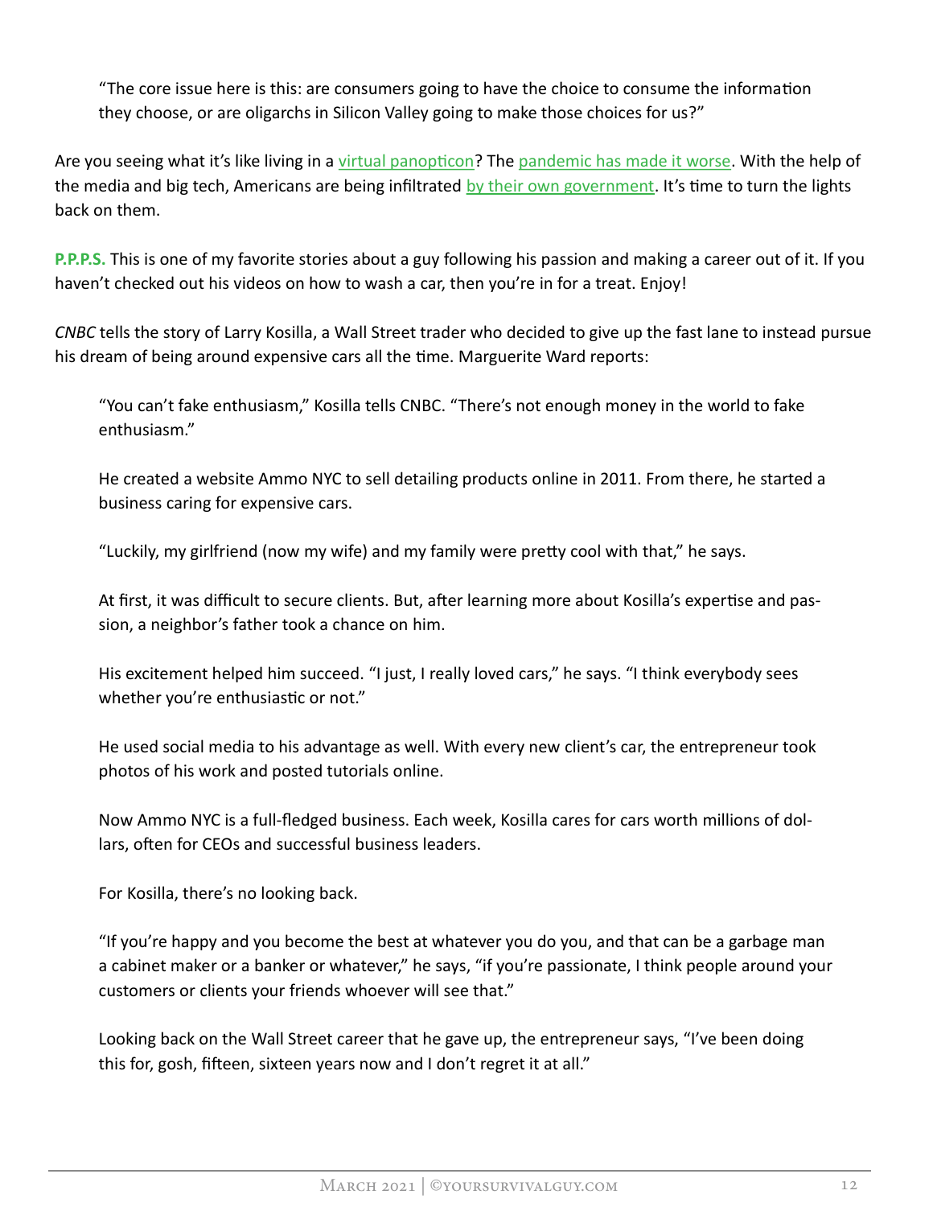> "The core issue here is this: are consumers going to have the choice to consume the information they choose, or are oligarchs in Silicon Valley going to make those choices for us?"

Are you seeing what it's like living in a virtual panopticon? The pandemic has made it worse. With the help of the media and big tech, Americans are being infiltrated by their own government. It's time to turn the lights back on them.

**P.P.P.S.** This is one of my favorite stories about a guy following his passion and making a career out of it. If you haven't checked out his videos on how to wash a car, then you're in for a treat. Enjoy!

*CNBC* tells the story of Larry Kosilla, a Wall Street trader who decided to give up the fast lane to instead pursue his dream of being around expensive cars all the time. Marguerite Ward reports:

> "You can't fake enthusiasm," Kosilla tells CNBC. "There's not enough money in the world to fake enthusiasm."
>
> He created a website Ammo NYC to sell detailing products online in 2011. From there, he started a business caring for expensive cars.
>
> "Luckily, my girlfriend (now my wife) and my family were pretty cool with that," he says.
>
> At first, it was difficult to secure clients. But, after learning more about Kosilla's expertise and passion, a neighbor's father took a chance on him.
>
> His excitement helped him succeed. "I just, I really loved cars," he says. "I think everybody sees whether you're enthusiastic or not."
>
> He used social media to his advantage as well. With every new client's car, the entrepreneur took photos of his work and posted tutorials online.
>
> Now Ammo NYC is a full-fledged business. Each week, Kosilla cares for cars worth millions of dollars, often for CEOs and successful business leaders.
>
> For Kosilla, there's no looking back.
>
> "If you're happy and you become the best at whatever you do you, and that can be a garbage man a cabinet maker or a banker or whatever," he says, "if you're passionate, I think people around your customers or clients your friends whoever will see that."
>
> Looking back on the Wall Street career that he gave up, the entrepreneur says, "I've been doing this for, gosh, fifteen, sixteen years now and I don't regret it at all."